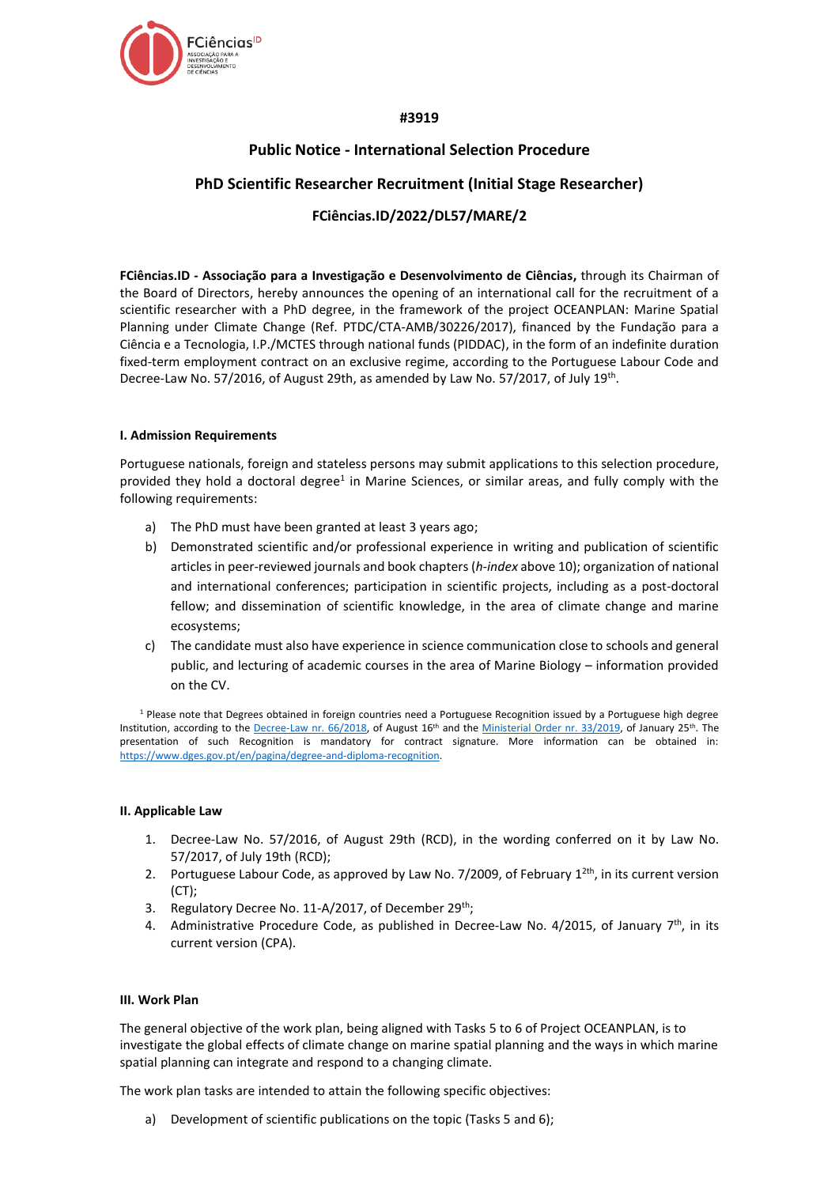#3919

## Public Notice - International Selection Procedure

## PhD Scientific Researcher Recruitment (Initial Stage Researcher)

## FCiências.ID/2022/DL57/MARE/2

**FCiências.ID - Associação para a Investigação e Desenvolvimento de Ciências,** through its Chairman of the Board of Directors, hereby announces the opening of an international call for the recruitment of a scientific researcher with a PhD degree, in the framework of the project OCEANPLAN: Marine Spatial Planning under Climate Change (Ref. PTDC/CTA-AMB/30226/2017), financed by the Fundação para a Ciência e a Tecnologia, I.P./MCTES through national funds (PIDDAC), in the form of an indefinite duration fixed-term employment contract on an exclusive regime, according to the Portuguese Labour Code and Decree-Law No. 57/2016, of August 29th, as amended by Law No. 57/2017, of July 19th.

### I. Admission Requirements

Portuguese nationals, foreign and stateless persons may submit applications to this selection procedure, provided they hold a doctoral degree[1] in Marine Sciences, or similar areas, and fully comply with the following requirements:

a) The PhD must have been granted at least 3 years ago;

b) Demonstrated scientific and/or professional experience in writing and publication of scientific articles in peer-reviewed journals and book chapters (*h-index* above 10); organization of national and international conferences; participation in scientific projects, including as a post-doctoral fellow; and dissemination of scientific knowledge, in the area of climate change and marine ecosystems;

c) The candidate must also have experience in science communication close to schools and general public, and lecturing of academic courses in the area of Marine Biology – information provided on the CV.

[1] Please note that Degrees obtained in foreign countries need a Portuguese Recognition issued by a Portuguese high degree Institution, according to the Decree-Law nr. 66/2018, of August 16th and the Ministerial Order nr. 33/2019, of January 25th. The presentation of such Recognition is mandatory for contract signature. More information can be obtained in: https://www.dges.gov.pt/en/pagina/degree-and-diploma-recognition.

### II. Applicable Law

1. Decree-Law No. 57/2016, of August 29th (RCD), in the wording conferred on it by Law No. 57/2017, of July 19th (RCD);
2. Portuguese Labour Code, as approved by Law No. 7/2009, of February 12th, in its current version (CT);
3. Regulatory Decree No. 11-A/2017, of December 29th;
4. Administrative Procedure Code, as published in Decree-Law No. 4/2015, of January 7th, in its current version (CPA).

### III. Work Plan

The general objective of the work plan, being aligned with Tasks 5 to 6 of Project OCEANPLAN, is to investigate the global effects of climate change on marine spatial planning and the ways in which marine spatial planning can integrate and respond to a changing climate.

The work plan tasks are intended to attain the following specific objectives:

a) Development of scientific publications on the topic (Tasks 5 and 6);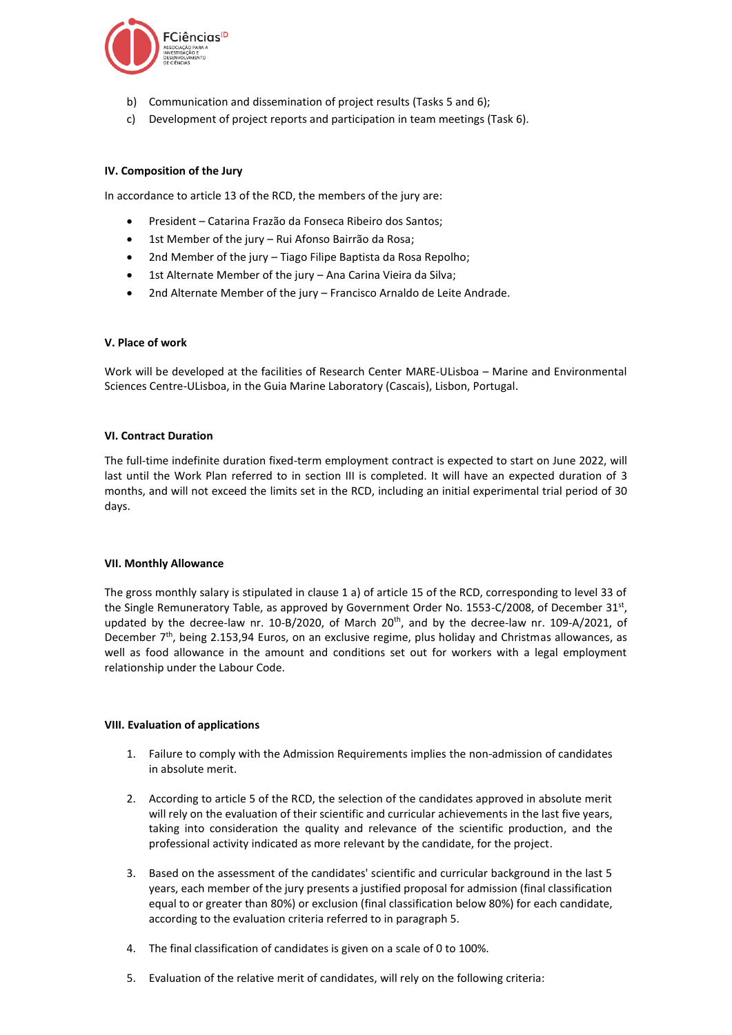b) Communication and dissemination of project results (Tasks 5 and 6);
c) Development of project reports and participation in team meetings (Task 6).

**IV. Composition of the Jury**

In accordance to article 13 of the RCD, the members of the jury are:

- President – Catarina Frazão da Fonseca Ribeiro dos Santos;
- 1st Member of the jury – Rui Afonso Bairrão da Rosa;
- 2nd Member of the jury – Tiago Filipe Baptista da Rosa Repolho;
- 1st Alternate Member of the jury – Ana Carina Vieira da Silva;
- 2nd Alternate Member of the jury – Francisco Arnaldo de Leite Andrade.

**V. Place of work**

Work will be developed at the facilities of Research Center MARE-ULisboa – Marine and Environmental Sciences Centre-ULisboa, in the Guia Marine Laboratory (Cascais), Lisbon, Portugal.

**VI. Contract Duration**

The full-time indefinite duration fixed-term employment contract is expected to start on June 2022, will last until the Work Plan referred to in section III is completed. It will have an expected duration of 3 months, and will not exceed the limits set in the RCD, including an initial experimental trial period of 30 days.

**VII. Monthly Allowance**

The gross monthly salary is stipulated in clause 1 a) of article 15 of the RCD, corresponding to level 33 of the Single Remuneratory Table, as approved by Government Order No. 1553-C/2008, of December 31st, updated by the decree-law nr. 10-B/2020, of March 20th, and by the decree-law nr. 109-A/2021, of December 7th, being 2.153,94 Euros, on an exclusive regime, plus holiday and Christmas allowances, as well as food allowance in the amount and conditions set out for workers with a legal employment relationship under the Labour Code.

**VIII. Evaluation of applications**

1. Failure to comply with the Admission Requirements implies the non-admission of candidates in absolute merit.

2. According to article 5 of the RCD, the selection of the candidates approved in absolute merit will rely on the evaluation of their scientific and curricular achievements in the last five years, taking into consideration the quality and relevance of the scientific production, and the professional activity indicated as more relevant by the candidate, for the project.

3. Based on the assessment of the candidates' scientific and curricular background in the last 5 years, each member of the jury presents a justified proposal for admission (final classification equal to or greater than 80%) or exclusion (final classification below 80%) for each candidate, according to the evaluation criteria referred to in paragraph 5.

4. The final classification of candidates is given on a scale of 0 to 100%.

5. Evaluation of the relative merit of candidates, will rely on the following criteria: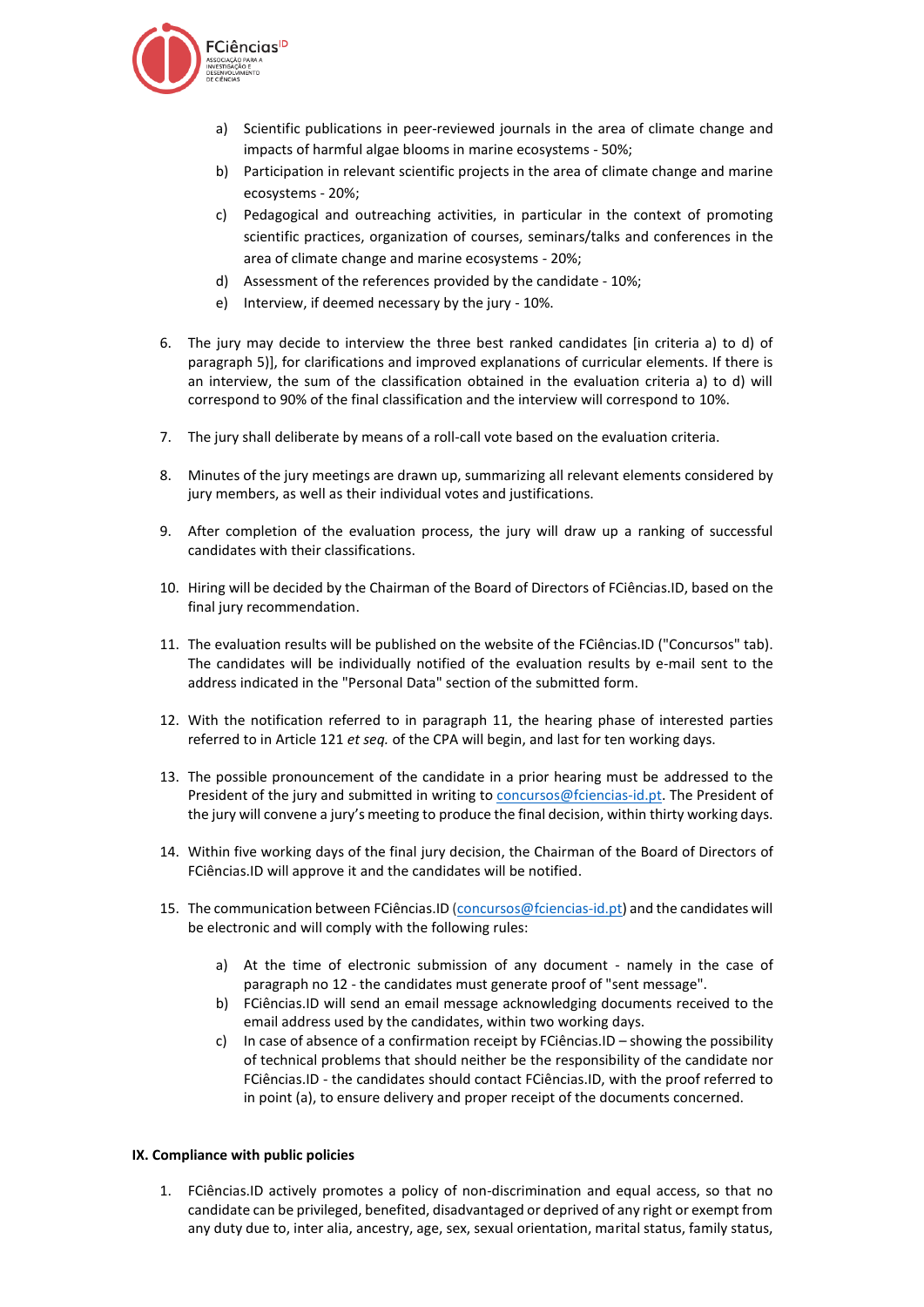a) Scientific publications in peer-reviewed journals in the area of climate change and impacts of harmful algae blooms in marine ecosystems - 50%;
b) Participation in relevant scientific projects in the area of climate change and marine ecosystems - 20%;
c) Pedagogical and outreaching activities, in particular in the context of promoting scientific practices, organization of courses, seminars/talks and conferences in the area of climate change and marine ecosystems - 20%;
d) Assessment of the references provided by the candidate - 10%;
e) Interview, if deemed necessary by the jury - 10%.

6. The jury may decide to interview the three best ranked candidates [in criteria a) to d) of paragraph 5)], for clarifications and improved explanations of curricular elements. If there is an interview, the sum of the classification obtained in the evaluation criteria a) to d) will correspond to 90% of the final classification and the interview will correspond to 10%.

7. The jury shall deliberate by means of a roll-call vote based on the evaluation criteria.

8. Minutes of the jury meetings are drawn up, summarizing all relevant elements considered by jury members, as well as their individual votes and justifications.

9. After completion of the evaluation process, the jury will draw up a ranking of successful candidates with their classifications.

10. Hiring will be decided by the Chairman of the Board of Directors of FCiências.ID, based on the final jury recommendation.

11. The evaluation results will be published on the website of the FCiências.ID ("Concursos" tab). The candidates will be individually notified of the evaluation results by e-mail sent to the address indicated in the "Personal Data" section of the submitted form.

12. With the notification referred to in paragraph 11, the hearing phase of interested parties referred to in Article 121 *et seq.* of the CPA will begin, and last for ten working days.

13. The possible pronouncement of the candidate in a prior hearing must be addressed to the President of the jury and submitted in writing to concursos@fciencias-id.pt. The President of the jury will convene a jury's meeting to produce the final decision, within thirty working days.

14. Within five working days of the final jury decision, the Chairman of the Board of Directors of FCiências.ID will approve it and the candidates will be notified.

15. The communication between FCiências.ID (concursos@fciencias-id.pt) and the candidates will be electronic and will comply with the following rules:

    a) At the time of electronic submission of any document - namely in the case of paragraph no 12 - the candidates must generate proof of "sent message".
    b) FCiências.ID will send an email message acknowledging documents received to the email address used by the candidates, within two working days.
    c) In case of absence of a confirmation receipt by FCiências.ID – showing the possibility of technical problems that should neither be the responsibility of the candidate nor FCiências.ID - the candidates should contact FCiências.ID, with the proof referred to in point (a), to ensure delivery and proper receipt of the documents concerned.

**IX. Compliance with public policies**

1. FCiências.ID actively promotes a policy of non-discrimination and equal access, so that no candidate can be privileged, benefited, disadvantaged or deprived of any right or exempt from any duty due to, inter alia, ancestry, age, sex, sexual orientation, marital status, family status,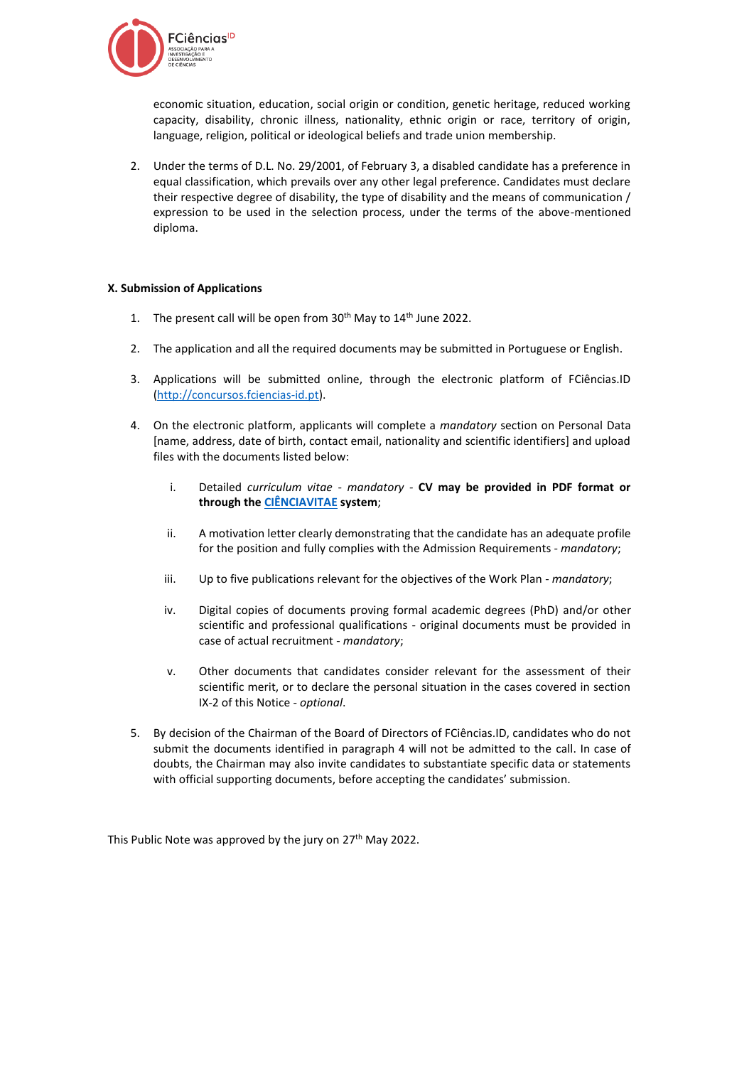economic situation, education, social origin or condition, genetic heritage, reduced working capacity, disability, chronic illness, nationality, ethnic origin or race, territory of origin, language, religion, political or ideological beliefs and trade union membership.

2. Under the terms of D.L. No. 29/2001, of February 3, a disabled candidate has a preference in equal classification, which prevails over any other legal preference. Candidates must declare their respective degree of disability, the type of disability and the means of communication / expression to be used in the selection process, under the terms of the above-mentioned diploma.

**X. Submission of Applications**

1. The present call will be open from 30th May to 14th June 2022.

2. The application and all the required documents may be submitted in Portuguese or English.

3. Applications will be submitted online, through the electronic platform of FCiências.ID (http://concursos.fciencias-id.pt).

4. On the electronic platform, applicants will complete a *mandatory* section on Personal Data [name, address, date of birth, contact email, nationality and scientific identifiers] and upload files with the documents listed below:

   i. Detailed *curriculum vitae* - *mandatory* - **CV may be provided in PDF format or through the CIÊNCIAVITAE system**;

   ii. A motivation letter clearly demonstrating that the candidate has an adequate profile for the position and fully complies with the Admission Requirements - *mandatory*;

   iii. Up to five publications relevant for the objectives of the Work Plan - *mandatory*;

   iv. Digital copies of documents proving formal academic degrees (PhD) and/or other scientific and professional qualifications - original documents must be provided in case of actual recruitment - *mandatory*;

   v. Other documents that candidates consider relevant for the assessment of their scientific merit, or to declare the personal situation in the cases covered in section IX-2 of this Notice - *optional*.

5. By decision of the Chairman of the Board of Directors of FCiências.ID, candidates who do not submit the documents identified in paragraph 4 will not be admitted to the call. In case of doubts, the Chairman may also invite candidates to substantiate specific data or statements with official supporting documents, before accepting the candidates' submission.

This Public Note was approved by the jury on 27th May 2022.